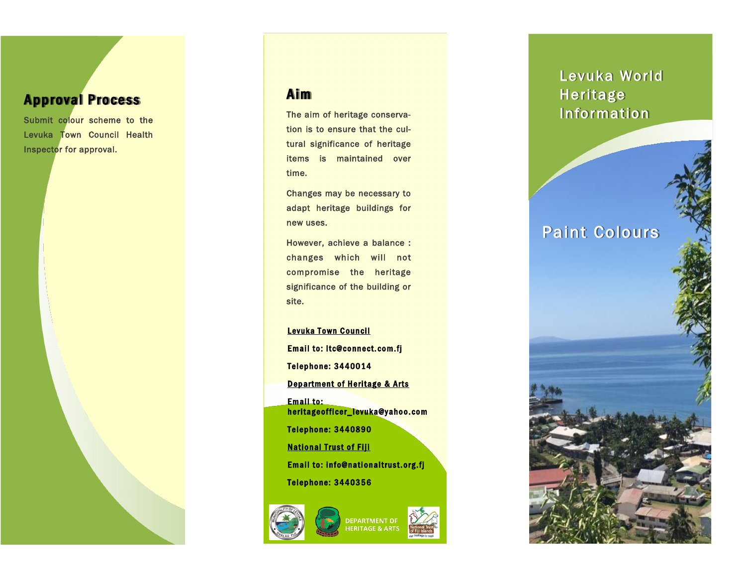## Approval Process

Submit colour scheme to the Levuka Town Council Health Inspector for approval.

## Aim

The aim of heritage conservation is to ensure that the cultural significance of heritage items is maintained over time.

Changes may be necessary to adapt heritage buildings for new uses.

However, achieve a balance : changes which will not compromise the heritage significance of the building or site.

**Levuka Town Council**

**Email to: ltc@connect.com.fj**

**Telephone: 3440014**

**Department of Heritage & Arts**

**Email to: heritageofficer_levuka@yahoo.com**

**Telephone: 3440890**

**National Trust of Fiji**

**Email to: info@nationaltrust.org.fj**

**Telephone: 3440356**

DEPARTMENT OF HERITAGE & ARTS

# Levuka World Heritage Information

## Paint Colours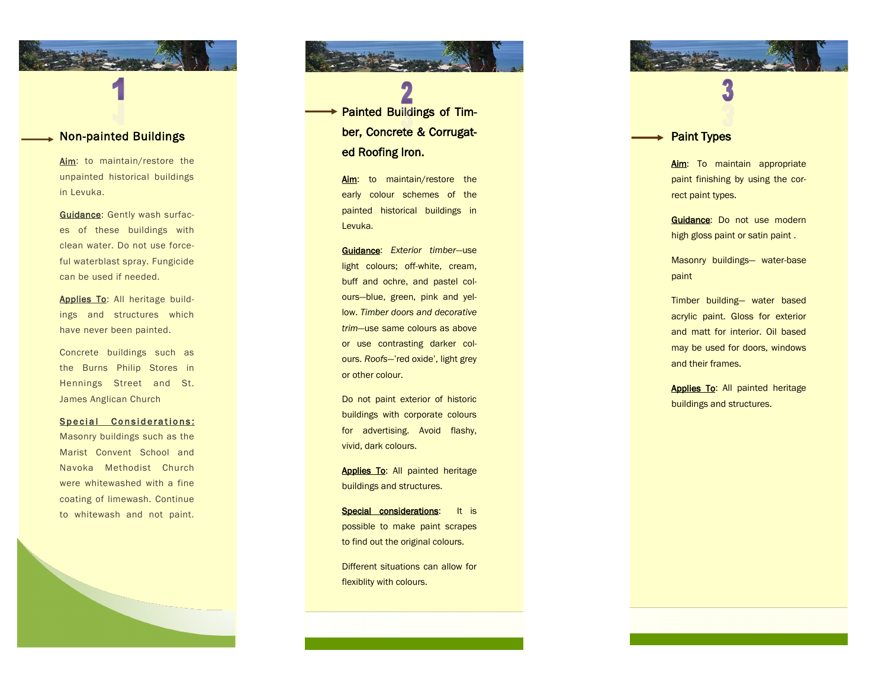1

## Non-painted Buildings

**Aim**: to maintain/restore the unpainted historical buildings in Levuka.

**Guidance**: Gently wash surfaces of these buildings with clean water. Do not use forceful waterblast spray. Fungicide can be used if needed.

**Applies To**: All heritage buildings and structures which have never been painted.

Concrete buildings such as the Burns Philip Stores in Hennings Street and St. James Anglican Church

**Special Considerations:** Masonry buildings such as the Marist Convent School and Navoka Methodist Church were whitewashed with a fine coating of limewash. Continue to whitewash and not paint.

2

## Painted Buildings of Timber, Concrete & Corrugated Roofing Iron.

**Aim**: to maintain/restore the early colour schemes of the painted historical buildings in Levuka.

**Guidance**: *Exterior timber*—use light colours; off-white, cream, buff and ochre, and pastel colours—blue, green, pink and yellow. *Timber doors and decorative trim*—use same colours as above or use contrasting darker colours. *Roofs*—'red oxide', light grey or other colour.

Do not paint exterior of historic buildings with corporate colours for advertising. Avoid flashy, vivid, dark colours.

**Applies To**: All painted heritage buildings and structures.

**Special considerations**: It is possible to make paint scrapes to find out the original colours.

Different situations can allow for flexiblity with colours.

3

## Paint Types

**Aim**: To maintain appropriate paint finishing by using the correct paint types.

**Guidance**: Do not use modern high gloss paint or satin paint .

Masonry buildings— water-base paint

Timber building— water based acrylic paint. Gloss for exterior and matt for interior. Oil based may be used for doors, windows and their frames.

**Applies To**: All painted heritage buildings and structures.